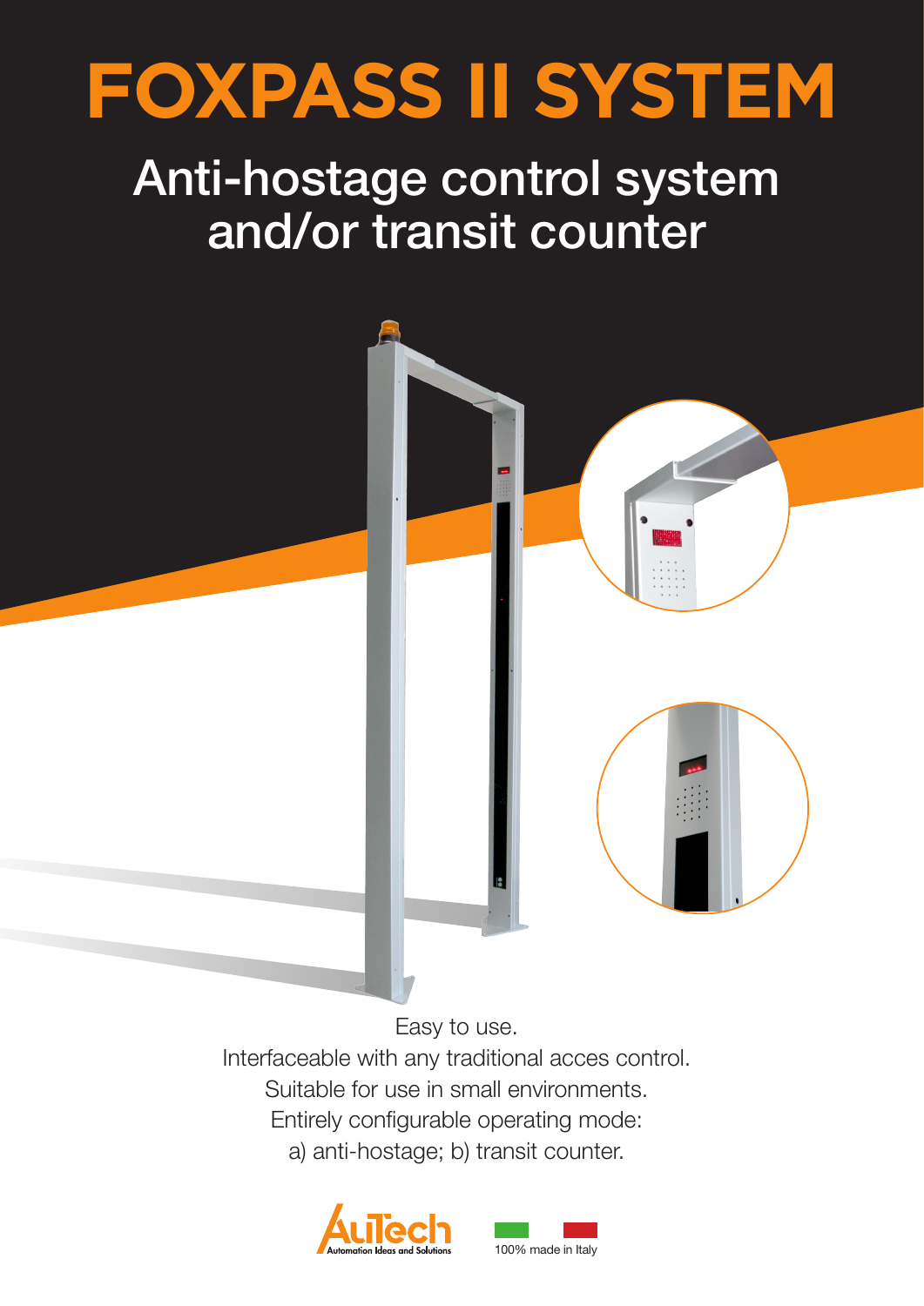# FOXPASS II SYSTEM

## Anti-hostage control system and/or transit counter

Easy to use.
Interfaceable with any traditional acces control.
Suitable for use in small environments.
Entirely configurable operating mode:
a) anti-hostage; b) transit counter.

AuTech
Automation Ideas and Solutions

100% made in Italy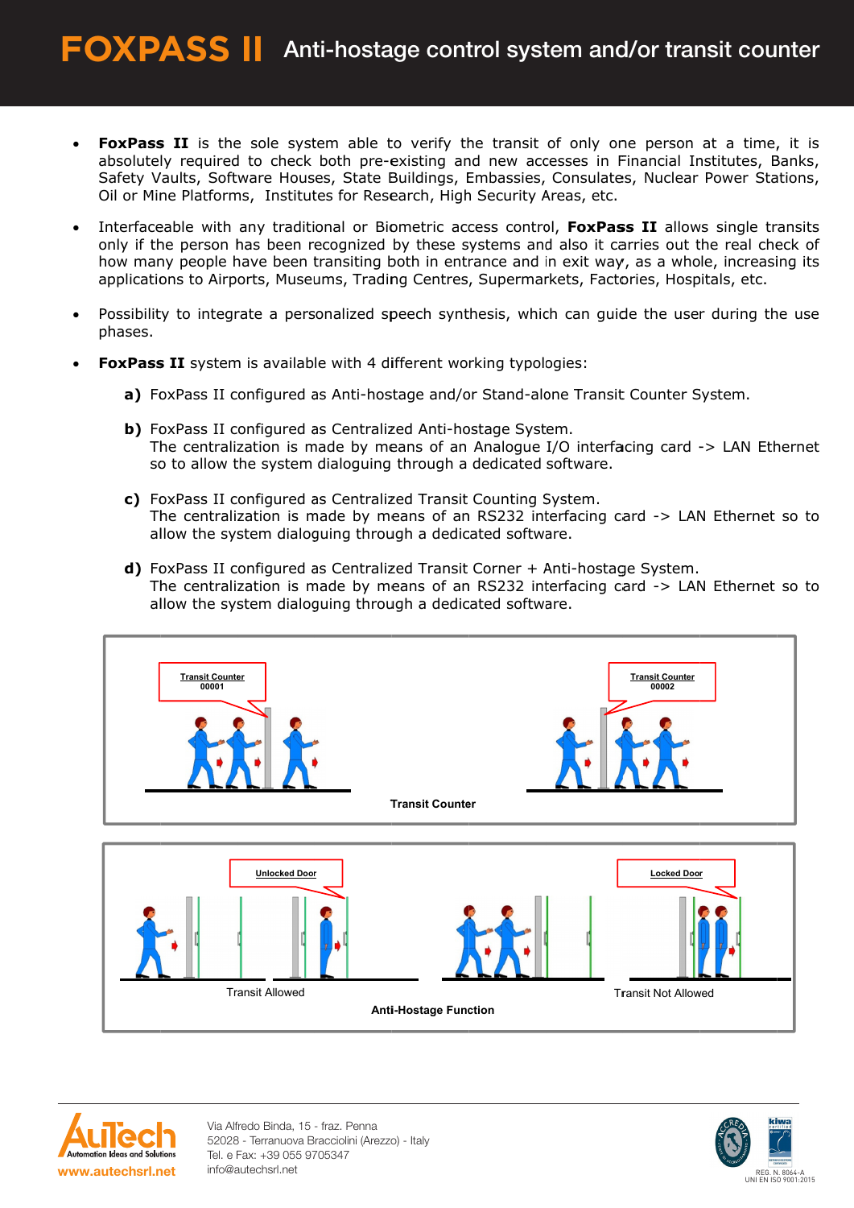# FOXPASS II Anti-hostage control system and/or transit counter

- **FoxPass II** is the sole system able to verify the transit of only one person at a time, it is absolutely required to check both pre-existing and new accesses in Financial Institutes, Banks, Safety Vaults, Software Houses, State Buildings, Embassies, Consulates, Nuclear Power Stations, Oil or Mine Platforms, Institutes for Research, High Security Areas, etc.

- Interfaceable with any traditional or Biometric access control, **FoxPass II** allows single transits only if the person has been recognized by these systems and also it carries out the real check of how many people have been transiting both in entrance and in exit way, as a whole, increasing its applications to Airports, Museums, Trading Centres, Supermarkets, Factories, Hospitals, etc.

- Possibility to integrate a personalized speech synthesis, which can guide the user during the use phases.

- **FoxPass II** system is available with 4 different working typologies:

  **a)** FoxPass II configured as Anti-hostage and/or Stand-alone Transit Counter System.

  **b)** FoxPass II configured as Centralized Anti-hostage System.
  The centralization is made by means of an Analogue I/O interfacing card -> LAN Ethernet so to allow the system dialoguing through a dedicated software.

  **c)** FoxPass II configured as Centralized Transit Counting System.
  The centralization is made by means of an RS232 interfacing card -> LAN Ethernet so to allow the system dialoguing through a dedicated software.

  **d)** FoxPass II configured as Centralized Transit Corner + Anti-hostage System.
  The centralization is made by means of an RS232 interfacing card -> LAN Ethernet so to allow the system dialoguing through a dedicated software.

Transit Counter 00001 · Transit Counter 00002

**Transit Counter**

Unlocked Door · Locked Door

Transit Allowed · Transit Not Allowed

**Anti-Hostage Function**

AuTech Automation Ideas and Solutions
www.autechsrl.net

Via Alfredo Binda, 15 - fraz. Penna
52028 - Terranuova Bracciolini (Arezzo) - Italy
Tel. e Fax: +39 055 9705347
info@autechsrl.net

REG. N. 8064-A
UNI EN ISO 9001:2015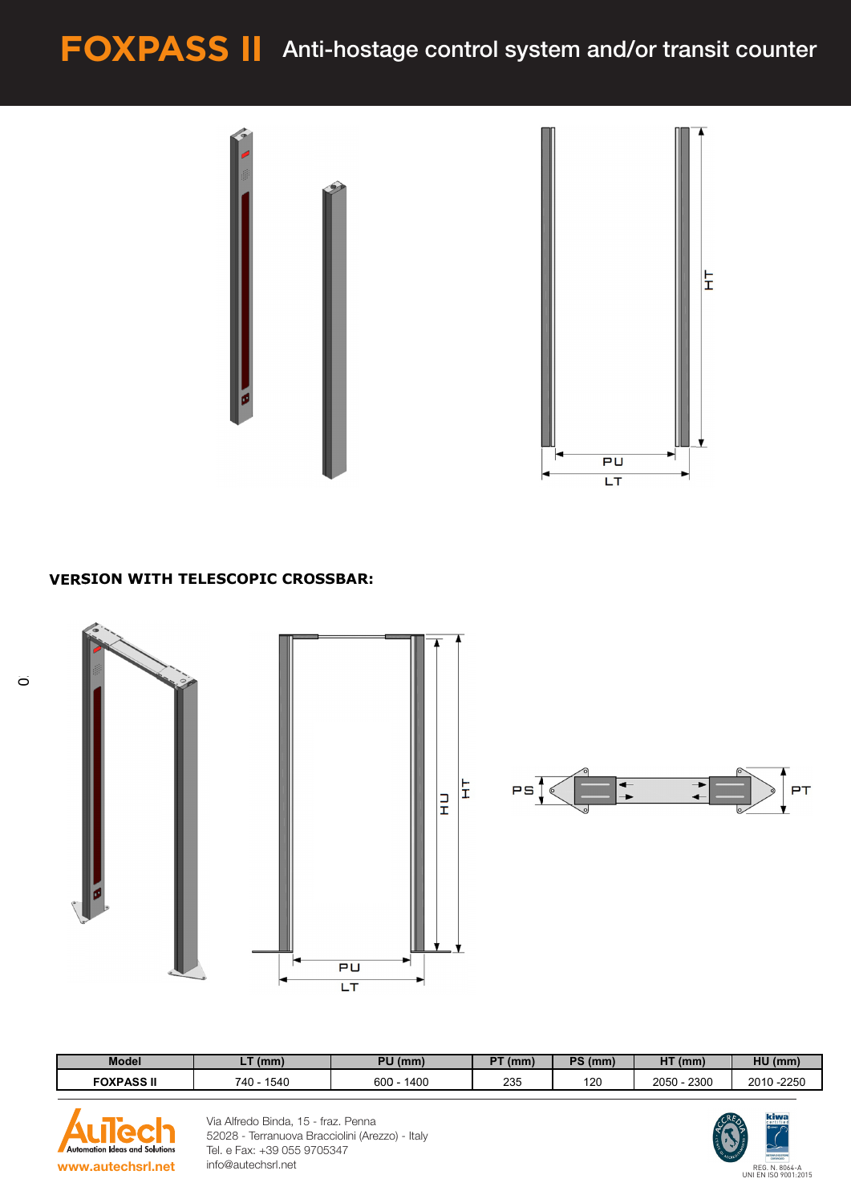# FOXPASS II Anti-hostage control system and/or transit counter

HT

PU

LT

**VERSION WITH TELESCOPIC CROSSBAR:**

HU

HT

PU

LT

PS

PT

| Model | LT (mm) | PU (mm) | PT (mm) | PS (mm) | HT (mm) | HU (mm) |
|---|---|---|---|---|---|---|
| **FOXPASS II** | 740 - 1540 | 600 - 1400 | 235 | 120 | 2050 - 2300 | 2010 -2250 |

AuTech Automation Ideas and Solutions

www.autechsrl.net

Via Alfredo Binda, 15 - fraz. Penna
52028 - Terranuova Bracciolini (Arezzo) - Italy
Tel. e Fax: +39 055 9705347
info@autechsrl.net

REG. N. 8064-A
UNI EN ISO 9001:2015